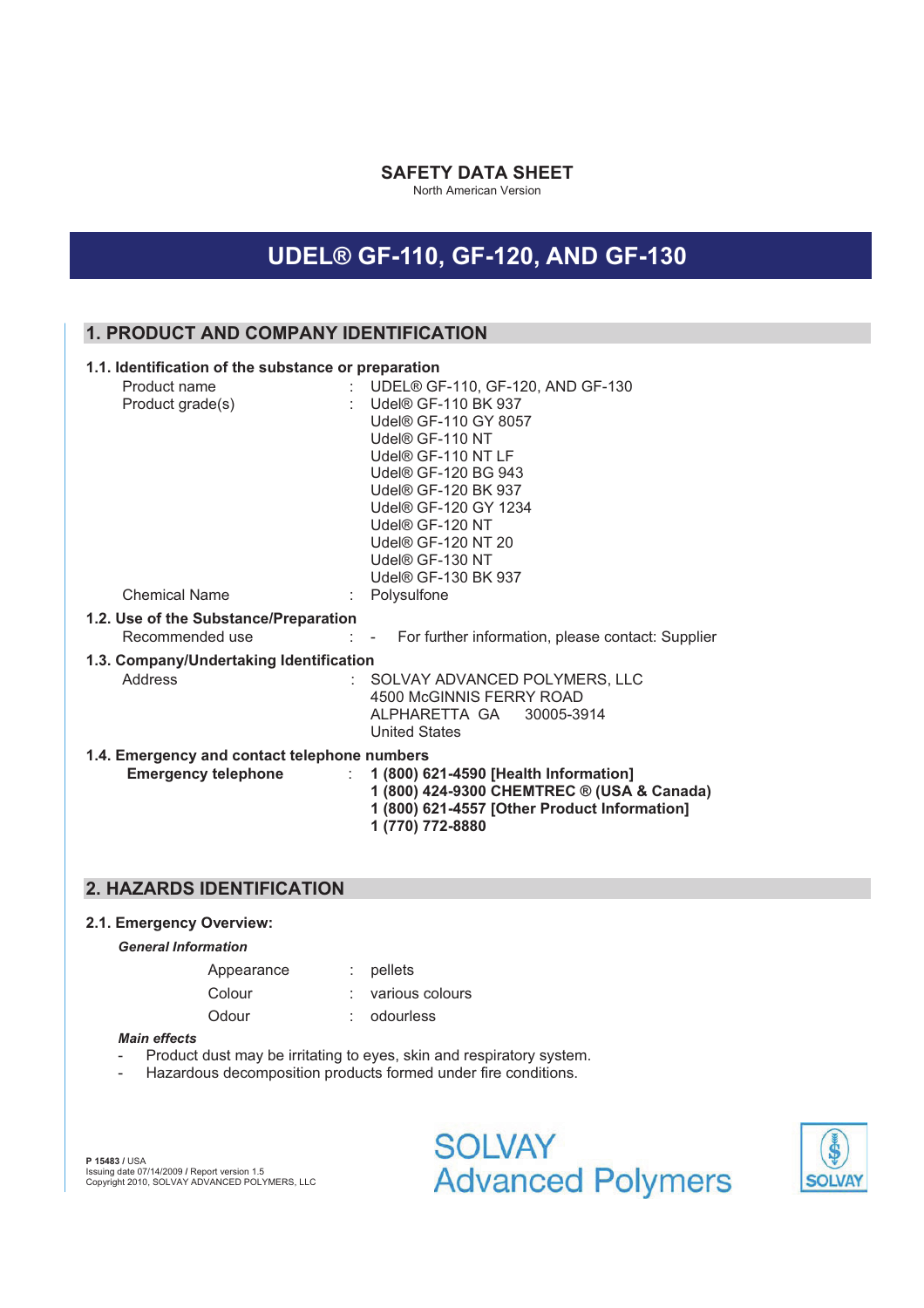# SAFETY DATA SHEET

North American Version

# UDEL® GF-110, GF-120, AND GF-130

## 1. PRODUCT AND COMPANY IDENTIFICATION

### 1.1. Identification of the substance or preparation

Product name : UDEL® GF-110, GF-120, AND GF-130

Product grade(s) : Udel® GF-110 BK 937
Udel® GF-110 GY 8057
Udel® GF-110 NT
Udel® GF-110 NT LF
Udel® GF-120 BG 943
Udel® GF-120 BK 937
Udel® GF-120 GY 1234
Udel® GF-120 NT
Udel® GF-120 NT 20
Udel® GF-130 NT
Udel® GF-130 BK 937

Chemical Name : Polysulfone

### 1.2. Use of the Substance/Preparation

Recommended use : - For further information, please contact: Supplier

### 1.3. Company/Undertaking Identification

Address : SOLVAY ADVANCED POLYMERS, LLC
4500 McGINNIS FERRY ROAD
ALPHARETTA GA 30005-3914
United States

### 1.4. Emergency and contact telephone numbers

**Emergency telephone** : **1 (800) 621-4590 [Health Information]**
**1 (800) 424-9300 CHEMTREC ® (USA & Canada)**
**1 (800) 621-4557 [Other Product Information]**
**1 (770) 772-8880**

## 2. HAZARDS IDENTIFICATION

### 2.1. Emergency Overview:

***General Information***

Appearance : pellets

Colour : various colours

Odour : odourless

***Main effects***

- Product dust may be irritating to eyes, skin and respiratory system.
- Hazardous decomposition products formed under fire conditions.

**P 15483** / USA
Issuing date 07/14/2009 / Report version 1.5
Copyright 2010, SOLVAY ADVANCED POLYMERS, LLC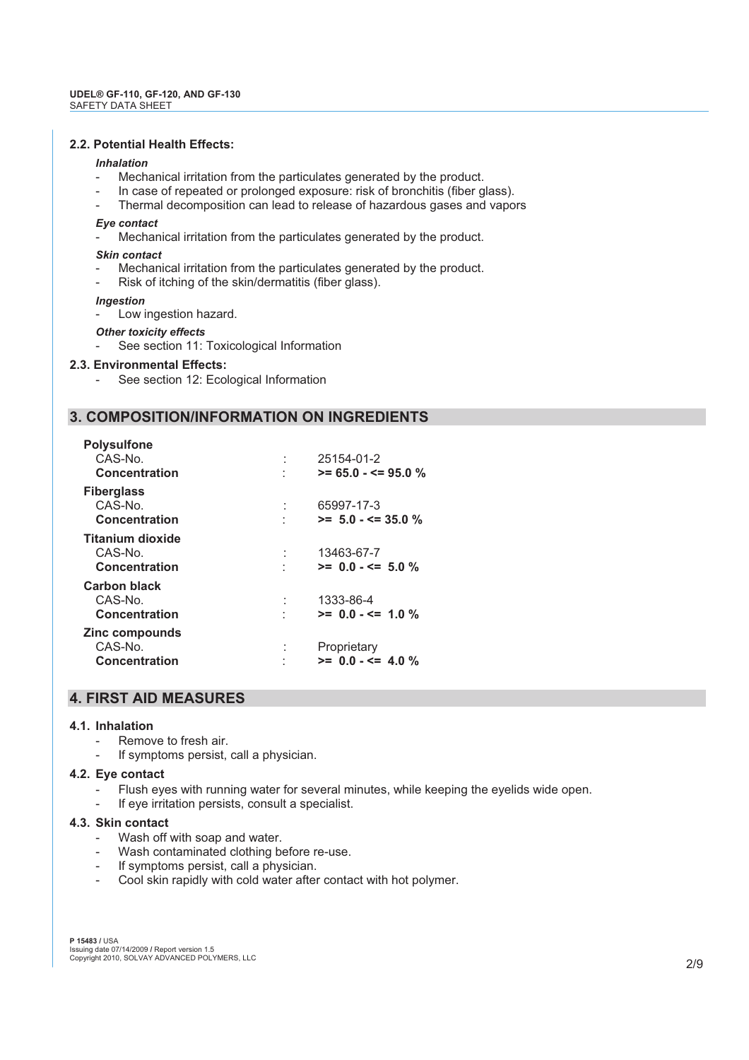### 2.2. Potential Health Effects:

***Inhalation***

- Mechanical irritation from the particulates generated by the product.
- In case of repeated or prolonged exposure: risk of bronchitis (fiber glass).
- Thermal decomposition can lead to release of hazardous gases and vapors

***Eye contact***

- Mechanical irritation from the particulates generated by the product.

***Skin contact***

- Mechanical irritation from the particulates generated by the product.
- Risk of itching of the skin/dermatitis (fiber glass).

***Ingestion***

- Low ingestion hazard.

***Other toxicity effects***

- See section 11: Toxicological Information

### 2.3. Environmental Effects:

- See section 12: Ecological Information

## 3. COMPOSITION/INFORMATION ON INGREDIENTS

**Polysulfone**
CAS-No. : 25154-01-2
**Concentration** : **>= 65.0 - <= 95.0 %**

**Fiberglass**
CAS-No. : 65997-17-3
**Concentration** : **>= 5.0 - <= 35.0 %**

**Titanium dioxide**
CAS-No. : 13463-67-7
**Concentration** : **>= 0.0 - <= 5.0 %**

**Carbon black**
CAS-No. : 1333-86-4
**Concentration** : **>= 0.0 - <= 1.0 %**

**Zinc compounds**
CAS-No. : Proprietary
**Concentration** : **>= 0.0 - <= 4.0 %**

## 4. FIRST AID MEASURES

### 4.1. Inhalation

- Remove to fresh air.
- If symptoms persist, call a physician.

### 4.2. Eye contact

- Flush eyes with running water for several minutes, while keeping the eyelids wide open.
- If eye irritation persists, consult a specialist.

### 4.3. Skin contact

- Wash off with soap and water.
- Wash contaminated clothing before re-use.
- If symptoms persist, call a physician.
- Cool skin rapidly with cold water after contact with hot polymer.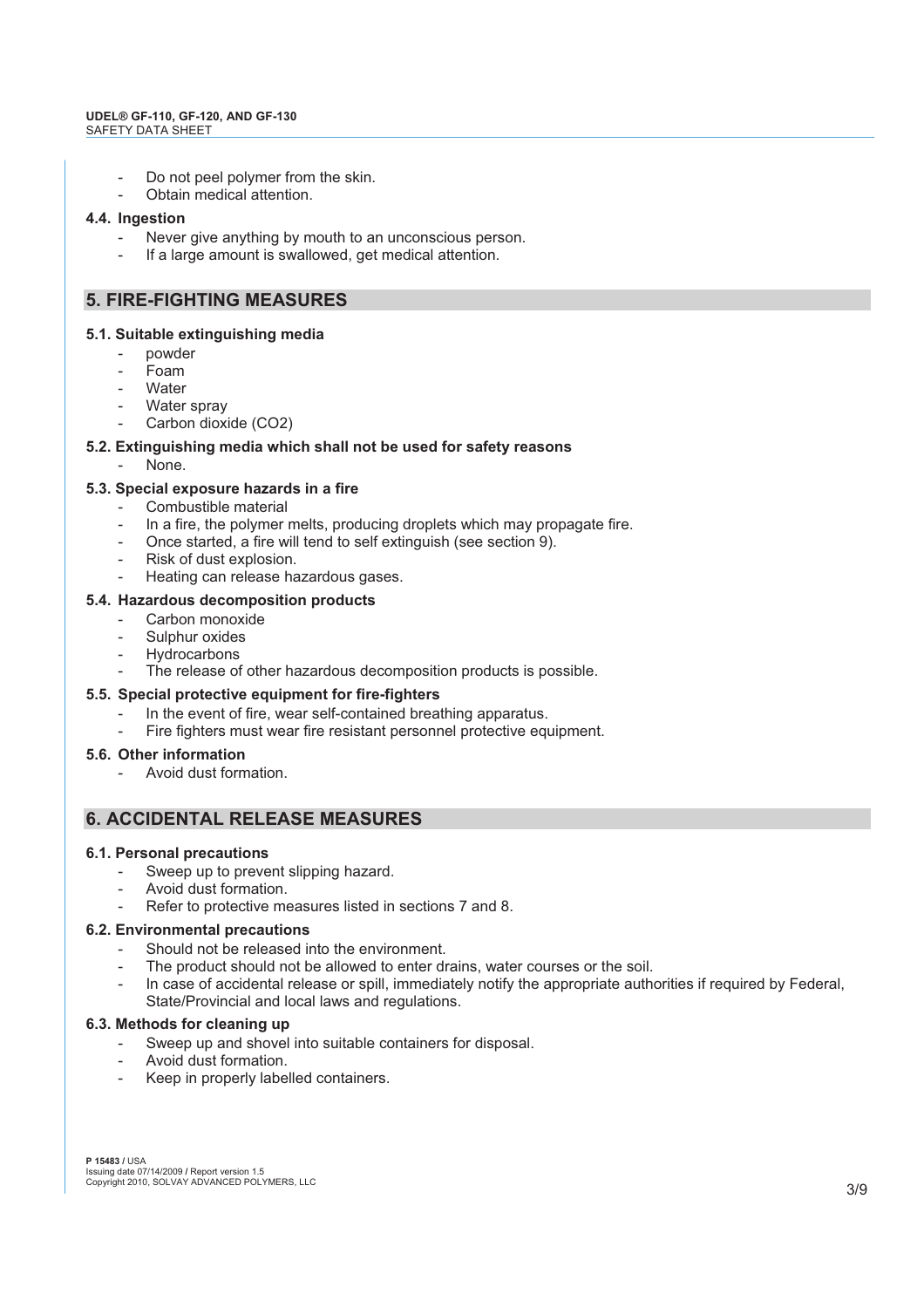- Do not peel polymer from the skin.
- Obtain medical attention.

### 4.4. Ingestion

- Never give anything by mouth to an unconscious person.
- If a large amount is swallowed, get medical attention.

## 5. FIRE-FIGHTING MEASURES

### 5.1. Suitable extinguishing media

- powder
- Foam
- Water
- Water spray
- Carbon dioxide ($CO_2$)

### 5.2. Extinguishing media which shall not be used for safety reasons

- None.

### 5.3. Special exposure hazards in a fire

- Combustible material
- In a fire, the polymer melts, producing droplets which may propagate fire.
- Once started, a fire will tend to self extinguish (see section 9).
- Risk of dust explosion.
- Heating can release hazardous gases.

### 5.4. Hazardous decomposition products

- Carbon monoxide
- Sulphur oxides
- Hydrocarbons
- The release of other hazardous decomposition products is possible.

### 5.5. Special protective equipment for fire-fighters

- In the event of fire, wear self-contained breathing apparatus.
- Fire fighters must wear fire resistant personnel protective equipment.

### 5.6. Other information

- Avoid dust formation.

## 6. ACCIDENTAL RELEASE MEASURES

### 6.1. Personal precautions

- Sweep up to prevent slipping hazard.
- Avoid dust formation.
- Refer to protective measures listed in sections 7 and 8.

### 6.2. Environmental precautions

- Should not be released into the environment.
- The product should not be allowed to enter drains, water courses or the soil.
- In case of accidental release or spill, immediately notify the appropriate authorities if required by Federal, State/Provincial and local laws and regulations.

### 6.3. Methods for cleaning up

- Sweep up and shovel into suitable containers for disposal.
- Avoid dust formation.
- Keep in properly labelled containers.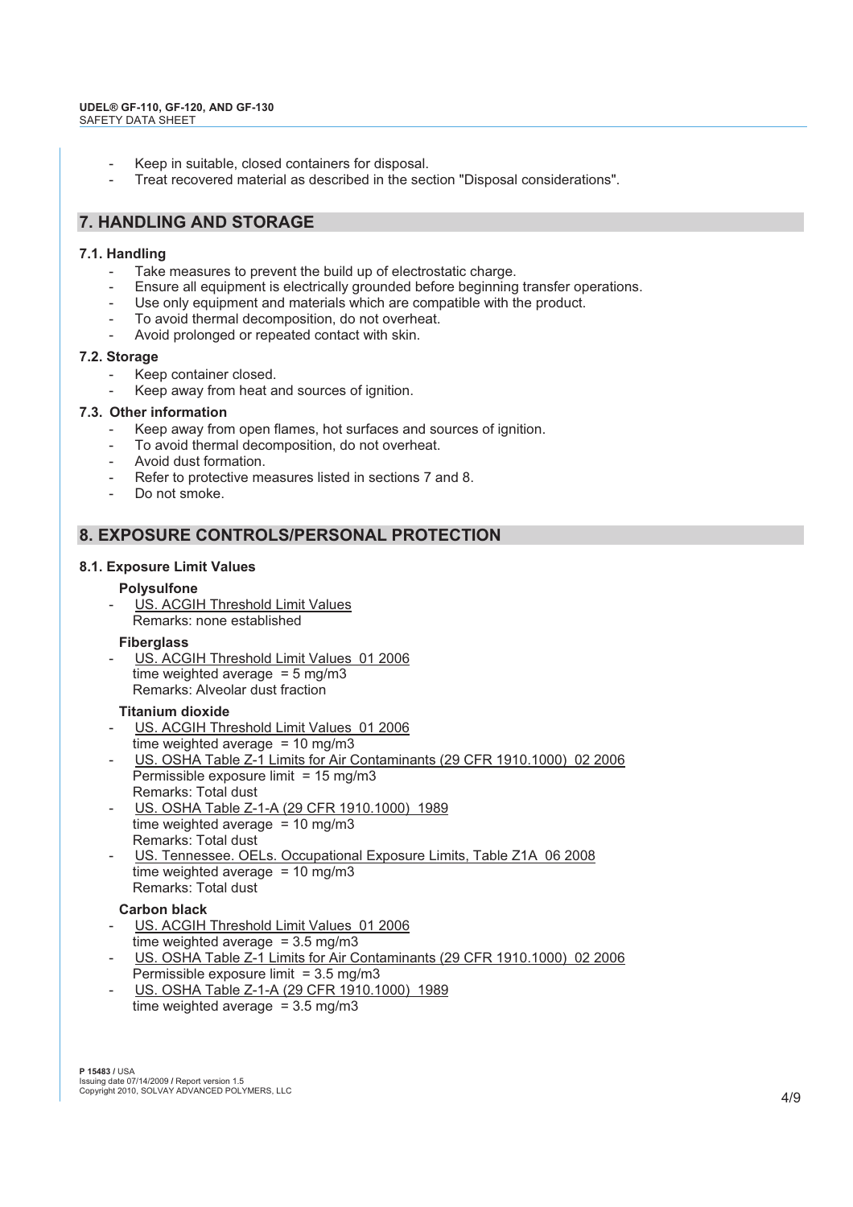- Keep in suitable, closed containers for disposal.
- Treat recovered material as described in the section "Disposal considerations".

## 7. HANDLING AND STORAGE

### 7.1. Handling

- Take measures to prevent the build up of electrostatic charge.
- Ensure all equipment is electrically grounded before beginning transfer operations.
- Use only equipment and materials which are compatible with the product.
- To avoid thermal decomposition, do not overheat.
- Avoid prolonged or repeated contact with skin.

### 7.2. Storage

- Keep container closed.
- Keep away from heat and sources of ignition.

### 7.3. Other information

- Keep away from open flames, hot surfaces and sources of ignition.
- To avoid thermal decomposition, do not overheat.
- Avoid dust formation.
- Refer to protective measures listed in sections 7 and 8.
- Do not smoke.

## 8. EXPOSURE CONTROLS/PERSONAL PROTECTION

### 8.1. Exposure Limit Values

**Polysulfone**

- US. ACGIH Threshold Limit Values
  Remarks: none established

**Fiberglass**

- US. ACGIH Threshold Limit Values 01 2006
  time weighted average = 5 mg/m3
  Remarks: Alveolar dust fraction

**Titanium dioxide**

- US. ACGIH Threshold Limit Values 01 2006
  time weighted average = 10 mg/m3
- US. OSHA Table Z-1 Limits for Air Contaminants (29 CFR 1910.1000) 02 2006
  Permissible exposure limit = 15 mg/m3
  Remarks: Total dust
- US. OSHA Table Z-1-A (29 CFR 1910.1000) 1989
  time weighted average = 10 mg/m3
  Remarks: Total dust
- US. Tennessee. OELs. Occupational Exposure Limits, Table Z1A 06 2008
  time weighted average = 10 mg/m3
  Remarks: Total dust

**Carbon black**

- US. ACGIH Threshold Limit Values 01 2006
  time weighted average = 3.5 mg/m3
- US. OSHA Table Z-1 Limits for Air Contaminants (29 CFR 1910.1000) 02 2006
  Permissible exposure limit = 3.5 mg/m3
- US. OSHA Table Z-1-A (29 CFR 1910.1000) 1989
  time weighted average = 3.5 mg/m3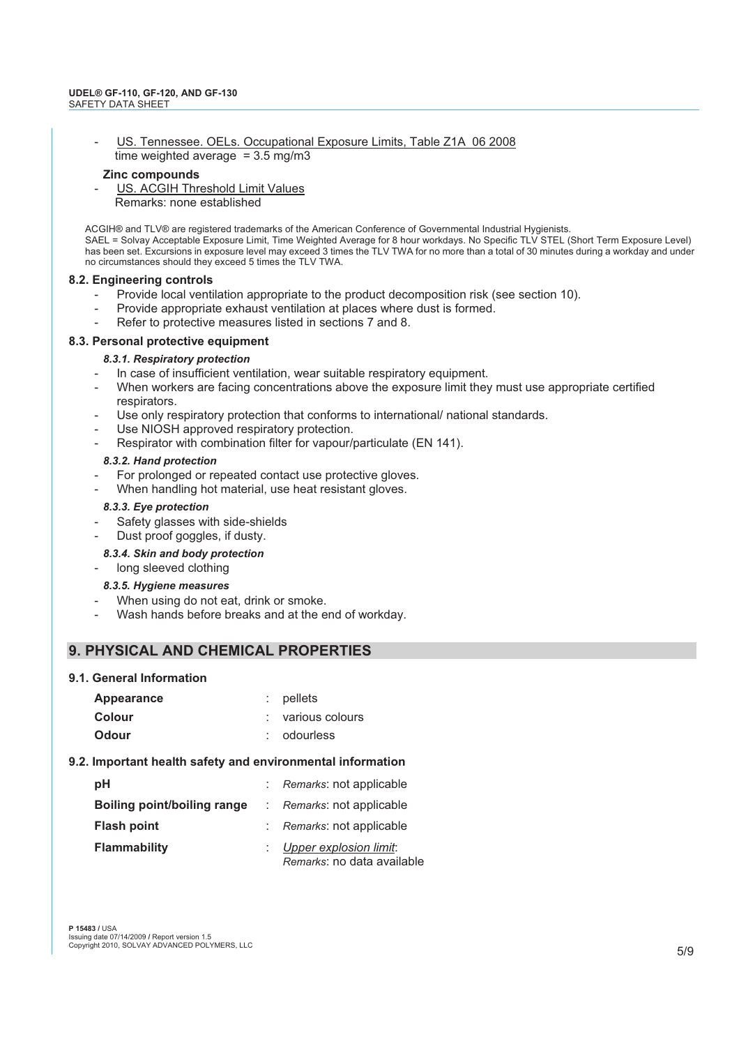- US. Tennessee. OELs. Occupational Exposure Limits, Table Z1A 06 2008
  time weighted average = 3.5 mg/m3

**Zinc compounds**

- US. ACGIH Threshold Limit Values
  Remarks: none established

ACGIH® and TLV® are registered trademarks of the American Conference of Governmental Industrial Hygienists.
SAEL = Solvay Acceptable Exposure Limit, Time Weighted Average for 8 hour workdays. No Specific TLV STEL (Short Term Exposure Level) has been set. Excursions in exposure level may exceed 3 times the TLV TWA for no more than a total of 30 minutes during a workday and under no circumstances should they exceed 5 times the TLV TWA.

### 8.2. Engineering controls

- Provide local ventilation appropriate to the product decomposition risk (see section 10).
- Provide appropriate exhaust ventilation at places where dust is formed.
- Refer to protective measures listed in sections 7 and 8.

### 8.3. Personal protective equipment

#### *8.3.1. Respiratory protection*

- In case of insufficient ventilation, wear suitable respiratory equipment.
- When workers are facing concentrations above the exposure limit they must use appropriate certified respirators.
- Use only respiratory protection that conforms to international/ national standards.
- Use NIOSH approved respiratory protection.
- Respirator with combination filter for vapour/particulate (EN 141).

#### *8.3.2. Hand protection*

- For prolonged or repeated contact use protective gloves.
- When handling hot material, use heat resistant gloves.

#### *8.3.3. Eye protection*

- Safety glasses with side-shields
- Dust proof goggles, if dusty.

#### *8.3.4. Skin and body protection*

- long sleeved clothing

#### *8.3.5. Hygiene measures*

- When using do not eat, drink or smoke.
- Wash hands before breaks and at the end of workday.

## 9. PHYSICAL AND CHEMICAL PROPERTIES

### 9.1. General Information

| | | |
|---|---|---|
| **Appearance** | : | pellets |
| **Colour** | : | various colours |
| **Odour** | : | odourless |

### 9.2. Important health safety and environmental information

| | | |
|---|---|---|
| **pH** | : | *Remarks*: not applicable |
| **Boiling point/boiling range** | : | *Remarks*: not applicable |
| **Flash point** | : | *Remarks*: not applicable |
| **Flammability** | : | Upper explosion limit:<br>*Remarks*: no data available |

P 15483 / USA
Issuing date 07/14/2009 / Report version 1.5
Copyright 2010, SOLVAY ADVANCED POLYMERS, LLC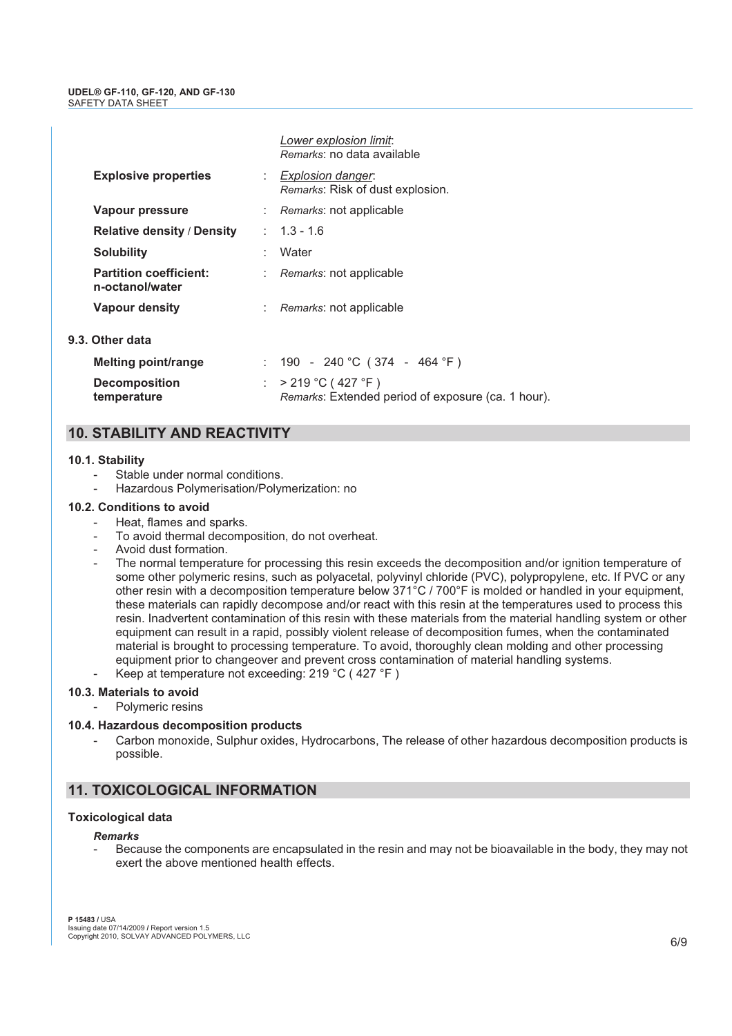| | | |
|---|---|---|
| | | *Lower explosion limit*: *Remarks*: no data available |
| **Explosive properties** | : | *Explosion danger*: *Remarks*: Risk of dust explosion. |
| **Vapour pressure** | : | *Remarks*: not applicable |
| **Relative density / Density** | : | 1.3 - 1.6 |
| **Solubility** | : | Water |
| **Partition coefficient: n-octanol/water** | : | *Remarks*: not applicable |
| **Vapour density** | : | *Remarks*: not applicable |

### 9.3. Other data

| | | |
|---|---|---|
| **Melting point/range** | : | 190 - 240 °C ( 374 - 464 °F ) |
| **Decomposition temperature** | : | > 219 °C ( 427 °F ) *Remarks*: Extended period of exposure (ca. 1 hour). |

## 10. STABILITY AND REACTIVITY

### 10.1. Stability

- Stable under normal conditions.
- Hazardous Polymerisation/Polymerization: no

### 10.2. Conditions to avoid

- Heat, flames and sparks.
- To avoid thermal decomposition, do not overheat.
- Avoid dust formation.
- The normal temperature for processing this resin exceeds the decomposition and/or ignition temperature of some other polymeric resins, such as polyacetal, polyvinyl chloride (PVC), polypropylene, etc. If PVC or any other resin with a decomposition temperature below 371°C / 700°F is molded or handled in your equipment, these materials can rapidly decompose and/or react with this resin at the temperatures used to process this resin. Inadvertent contamination of this resin with these materials from the material handling system or other equipment can result in a rapid, possibly violent release of decomposition fumes, when the contaminated material is brought to processing temperature. To avoid, thoroughly clean molding and other processing equipment prior to changeover and prevent cross contamination of material handling systems.
- Keep at temperature not exceeding: 219 °C ( 427 °F )

### 10.3. Materials to avoid

- Polymeric resins

### 10.4. Hazardous decomposition products

- Carbon monoxide, Sulphur oxides, Hydrocarbons, The release of other hazardous decomposition products is possible.

## 11. TOXICOLOGICAL INFORMATION

### Toxicological data

***Remarks***

- Because the components are encapsulated in the resin and may not be bioavailable in the body, they may not exert the above mentioned health effects.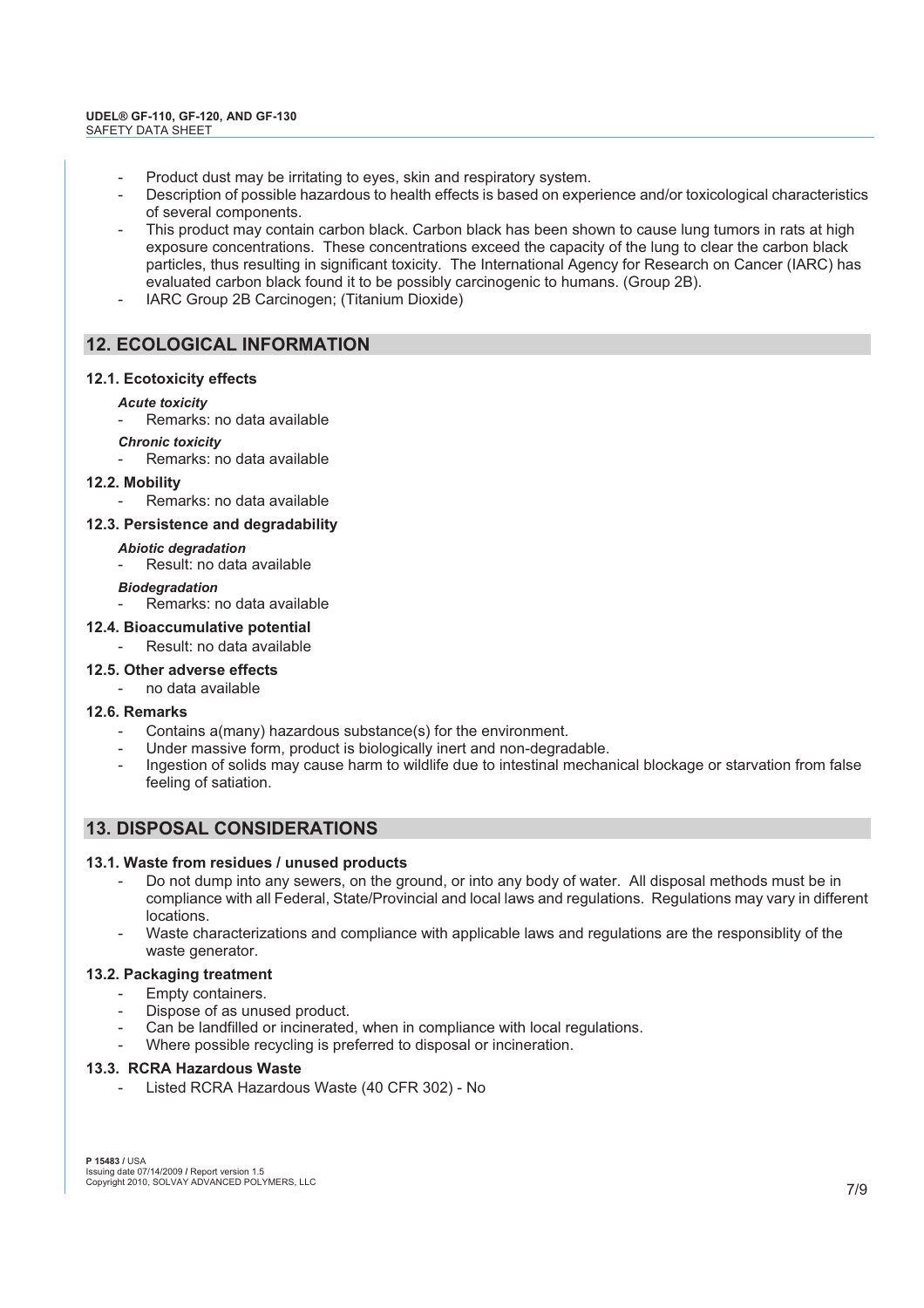- Product dust may be irritating to eyes, skin and respiratory system.
- Description of possible hazardous to health effects is based on experience and/or toxicological characteristics of several components.
- This product may contain carbon black. Carbon black has been shown to cause lung tumors in rats at high exposure concentrations. These concentrations exceed the capacity of the lung to clear the carbon black particles, thus resulting in significant toxicity. The International Agency for Research on Cancer (IARC) has evaluated carbon black found it to be possibly carcinogenic to humans. (Group 2B).
- IARC Group 2B Carcinogen; (Titanium Dioxide)

## 12. ECOLOGICAL INFORMATION

### 12.1. Ecotoxicity effects

***Acute toxicity***

- Remarks: no data available

***Chronic toxicity***

- Remarks: no data available

### 12.2. Mobility

- Remarks: no data available

### 12.3. Persistence and degradability

***Abiotic degradation***

- Result: no data available

***Biodegradation***

- Remarks: no data available

### 12.4. Bioaccumulative potential

- Result: no data available

### 12.5. Other adverse effects

- no data available

### 12.6. Remarks

- Contains a(many) hazardous substance(s) for the environment.
- Under massive form, product is biologically inert and non-degradable.
- Ingestion of solids may cause harm to wildlife due to intestinal mechanical blockage or starvation from false feeling of satiation.

## 13. DISPOSAL CONSIDERATIONS

### 13.1. Waste from residues / unused products

- Do not dump into any sewers, on the ground, or into any body of water. All disposal methods must be in compliance with all Federal, State/Provincial and local laws and regulations. Regulations may vary in different locations.
- Waste characterizations and compliance with applicable laws and regulations are the responsiblity of the waste generator.

### 13.2. Packaging treatment

- Empty containers.
- Dispose of as unused product.
- Can be landfilled or incinerated, when in compliance with local regulations.
- Where possible recycling is preferred to disposal or incineration.

### 13.3. RCRA Hazardous Waste

- Listed RCRA Hazardous Waste (40 CFR 302) - No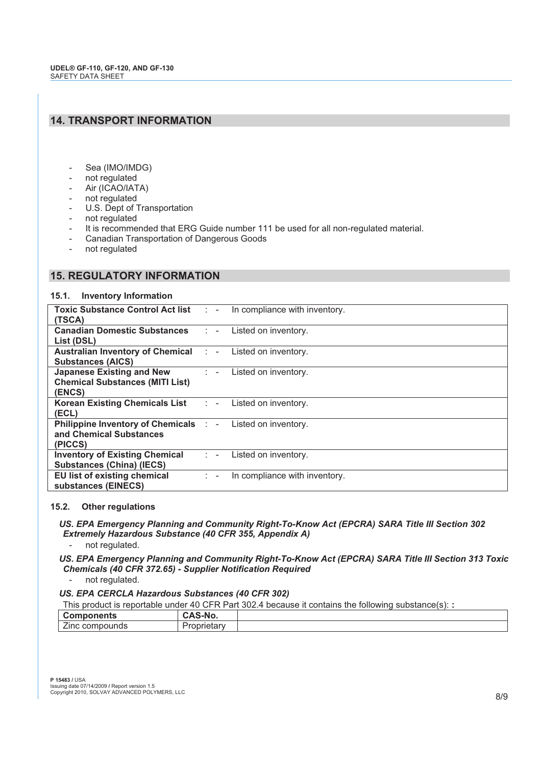## 14. TRANSPORT INFORMATION

- Sea (IMO/IMDG)
- not regulated
- Air (ICAO/IATA)
- not regulated
- U.S. Dept of Transportation
- not regulated
- It is recommended that ERG Guide number 111 be used for all non-regulated material.
- Canadian Transportation of Dangerous Goods
- not regulated

## 15. REGULATORY INFORMATION

### 15.1. Inventory Information

| | | |
|---|---|---|
| **Toxic Substance Control Act list (TSCA)** | : - | In compliance with inventory. |
| **Canadian Domestic Substances List (DSL)** | : - | Listed on inventory. |
| **Australian Inventory of Chemical Substances (AICS)** | : - | Listed on inventory. |
| **Japanese Existing and New Chemical Substances (MITI List) (ENCS)** | : - | Listed on inventory. |
| **Korean Existing Chemicals List (ECL)** | : - | Listed on inventory. |
| **Philippine Inventory of Chemicals and Chemical Substances (PICCS)** | : - | Listed on inventory. |
| **Inventory of Existing Chemical Substances (China) (IECS)** | : - | Listed on inventory. |
| **EU list of existing chemical substances (EINECS)** | : - | In compliance with inventory. |

### 15.2. Other regulations

***US. EPA Emergency Planning and Community Right-To-Know Act (EPCRA) SARA Title III Section 302 Extremely Hazardous Substance (40 CFR 355, Appendix A)***

- not regulated.

***US. EPA Emergency Planning and Community Right-To-Know Act (EPCRA) SARA Title III Section 313 Toxic Chemicals (40 CFR 372.65) - Supplier Notification Required***

- not regulated.

***US. EPA CERCLA Hazardous Substances (40 CFR 302)***

This product is reportable under 40 CFR Part 302.4 because it contains the following substance(s): **:**

| **Components** | **CAS-No.** | |
|---|---|---|
| Zinc compounds | Proprietary | |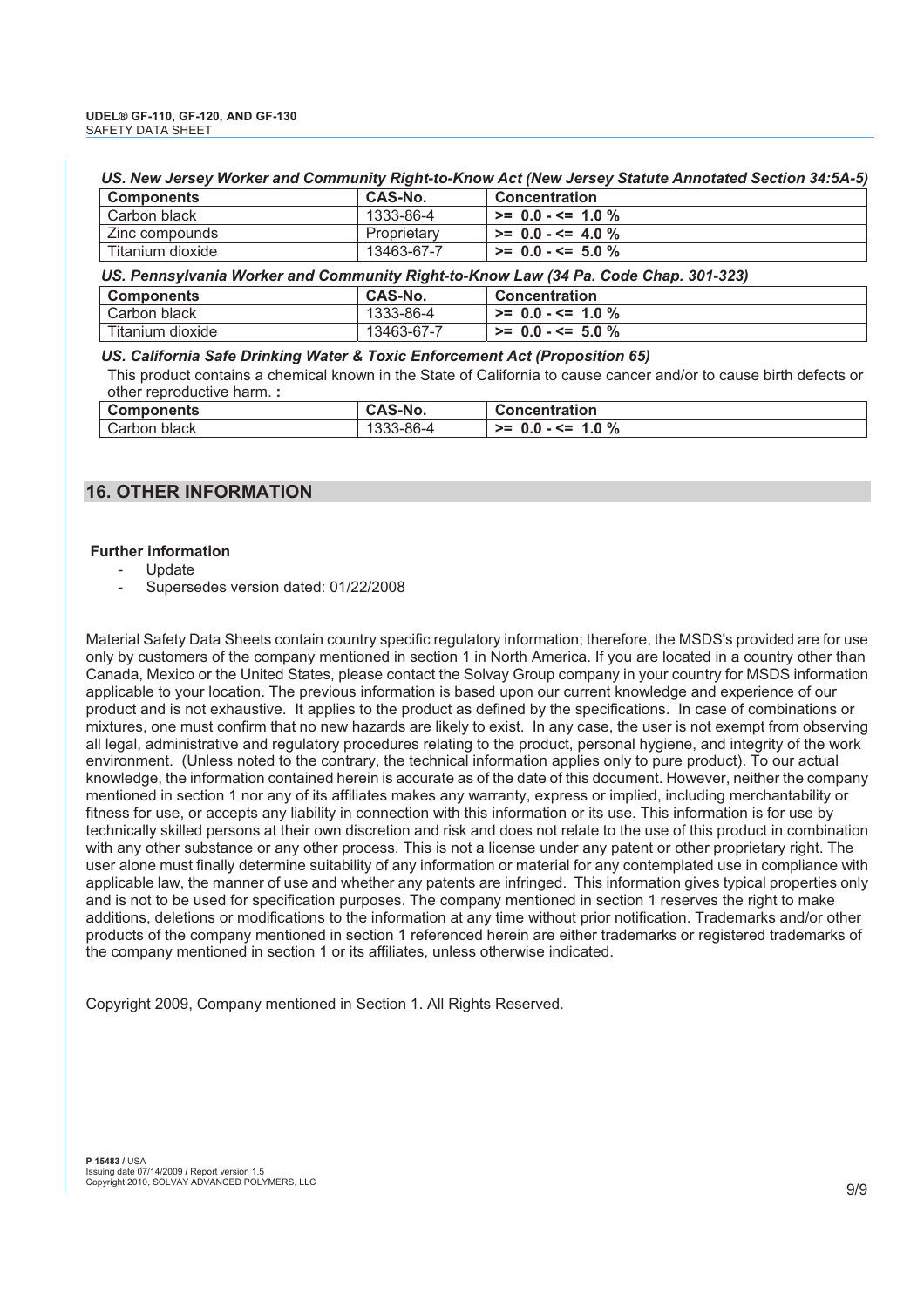*US. New Jersey Worker and Community Right-to-Know Act (New Jersey Statute Annotated Section 34:5A-5)*

| Components | CAS-No. | Concentration |
|---|---|---|
| Carbon black | 1333-86-4 | **>= 0.0 - <= 1.0 %** |
| Zinc compounds | Proprietary | **>= 0.0 - <= 4.0 %** |
| Titanium dioxide | 13463-67-7 | **>= 0.0 - <= 5.0 %** |

*US. Pennsylvania Worker and Community Right-to-Know Law (34 Pa. Code Chap. 301-323)*

| Components | CAS-No. | Concentration |
|---|---|---|
| Carbon black | 1333-86-4 | **>= 0.0 - <= 1.0 %** |
| Titanium dioxide | 13463-67-7 | **>= 0.0 - <= 5.0 %** |

*US. California Safe Drinking Water & Toxic Enforcement Act (Proposition 65)*

This product contains a chemical known in the State of California to cause cancer and/or to cause birth defects or other reproductive harm. **:**

| Components | CAS-No. | Concentration |
|---|---|---|
| Carbon black | 1333-86-4 | **>= 0.0 - <= 1.0 %** |

## 16. OTHER INFORMATION

**Further information**

- Update
- Supersedes version dated: 01/22/2008

Material Safety Data Sheets contain country specific regulatory information; therefore, the MSDS's provided are for use only by customers of the company mentioned in section 1 in North America. If you are located in a country other than Canada, Mexico or the United States, please contact the Solvay Group company in your country for MSDS information applicable to your location. The previous information is based upon our current knowledge and experience of our product and is not exhaustive. It applies to the product as defined by the specifications. In case of combinations or mixtures, one must confirm that no new hazards are likely to exist. In any case, the user is not exempt from observing all legal, administrative and regulatory procedures relating to the product, personal hygiene, and integrity of the work environment. (Unless noted to the contrary, the technical information applies only to pure product). To our actual knowledge, the information contained herein is accurate as of the date of this document. However, neither the company mentioned in section 1 nor any of its affiliates makes any warranty, express or implied, including merchantability or fitness for use, or accepts any liability in connection with this information or its use. This information is for use by technically skilled persons at their own discretion and risk and does not relate to the use of this product in combination with any other substance or any other process. This is not a license under any patent or other proprietary right. The user alone must finally determine suitability of any information or material for any contemplated use in compliance with applicable law, the manner of use and whether any patents are infringed. This information gives typical properties only and is not to be used for specification purposes. The company mentioned in section 1 reserves the right to make additions, deletions or modifications to the information at any time without prior notification. Trademarks and/or other products of the company mentioned in section 1 referenced herein are either trademarks or registered trademarks of the company mentioned in section 1 or its affiliates, unless otherwise indicated.

Copyright 2009, Company mentioned in Section 1. All Rights Reserved.